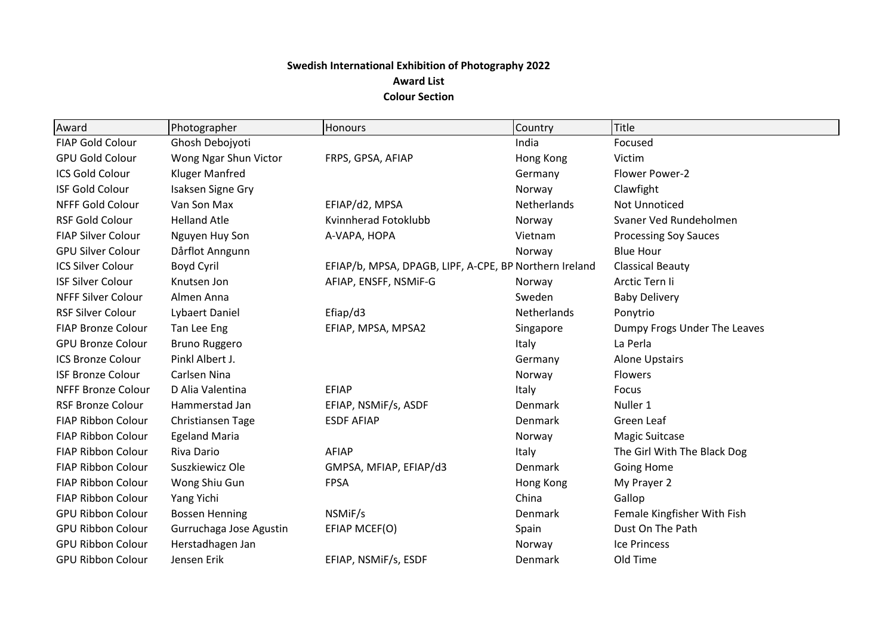**Swedish International Exhibition of Photography 2022**

**Award List**

**Colour Section**

| Award | Photographer | Honours | Country | Title |
|---|---|---|---|---|
| FIAP Gold Colour | Ghosh Debojyoti | | India | Focused |
| GPU Gold Colour | Wong Ngar Shun Victor | FRPS, GPSA, AFIAP | Hong Kong | Victim |
| ICS Gold Colour | Kluger Manfred | | Germany | Flower Power-2 |
| ISF Gold Colour | Isaksen Signe Gry | | Norway | Clawfight |
| NFFF Gold Colour | Van Son Max | EFIAP/d2, MPSA | Netherlands | Not Unnoticed |
| RSF Gold Colour | Helland Atle | Kvinnherad Fotoklubb | Norway | Svaner Ved Rundeholmen |
| FIAP Silver Colour | Nguyen Huy Son | A-VAPA, HOPA | Vietnam | Processing Soy Sauces |
| GPU Silver Colour | Dårflot Anngunn | | Norway | Blue Hour |
| ICS Silver Colour | Boyd Cyril | EFIAP/b, MPSA, DPAGB, LIPF, A-CPE, BP | Northern Ireland | Classical Beauty |
| ISF Silver Colour | Knutsen Jon | AFIAP, ENSFF, NSMiF-G | Norway | Arctic Tern Ii |
| NFFF Silver Colour | Almen Anna | | Sweden | Baby Delivery |
| RSF Silver Colour | Lybaert Daniel | Efiap/d3 | Netherlands | Ponytrio |
| FIAP Bronze Colour | Tan Lee Eng | EFIAP, MPSA, MPSA2 | Singapore | Dumpy Frogs Under The Leaves |
| GPU Bronze Colour | Bruno Ruggero | | Italy | La Perla |
| ICS Bronze Colour | Pinkl Albert J. | | Germany | Alone Upstairs |
| ISF Bronze Colour | Carlsen Nina | | Norway | Flowers |
| NFFF Bronze Colour | D Alia Valentina | EFIAP | Italy | Focus |
| RSF Bronze Colour | Hammerstad Jan | EFIAP, NSMiF/s, ASDF | Denmark | Nuller 1 |
| FIAP Ribbon Colour | Christiansen Tage | ESDF AFIAP | Denmark | Green Leaf |
| FIAP Ribbon Colour | Egeland Maria | | Norway | Magic Suitcase |
| FIAP Ribbon Colour | Riva Dario | AFIAP | Italy | The Girl With The Black Dog |
| FIAP Ribbon Colour | Suszkiewicz Ole | GMPSA, MFIAP, EFIAP/d3 | Denmark | Going Home |
| FIAP Ribbon Colour | Wong Shiu Gun | FPSA | Hong Kong | My Prayer 2 |
| FIAP Ribbon Colour | Yang Yichi | | China | Gallop |
| GPU Ribbon Colour | Bossen Henning | NSMiF/s | Denmark | Female Kingfisher With Fish |
| GPU Ribbon Colour | Gurruchaga Jose Agustin | EFIAP MCEF(O) | Spain | Dust On The Path |
| GPU Ribbon Colour | Herstadhagen Jan | | Norway | Ice Princess |
| GPU Ribbon Colour | Jensen Erik | EFIAP, NSMiF/s, ESDF | Denmark | Old Time |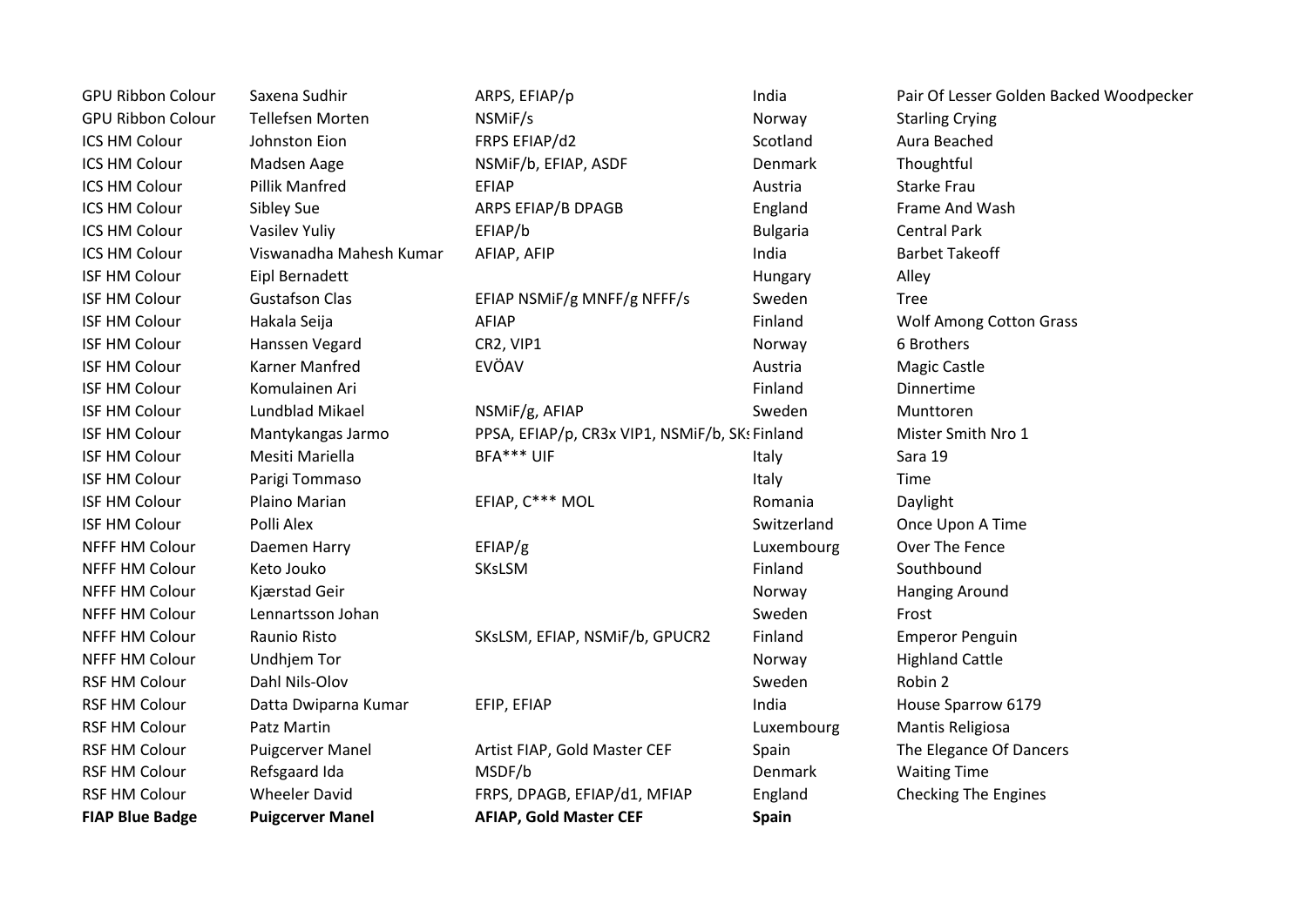| | | | | |
|---|---|---|---|---|
| GPU Ribbon Colour | Saxena Sudhir | ARPS, EFIAP/p | India | Pair Of Lesser Golden Backed Woodpecker |
| GPU Ribbon Colour | Tellefsen Morten | NSMiF/s | Norway | Starling Crying |
| ICS HM Colour | Johnston Eion | FRPS EFIAP/d2 | Scotland | Aura Beached |
| ICS HM Colour | Madsen Aage | NSMiF/b, EFIAP, ASDF | Denmark | Thoughtful |
| ICS HM Colour | Pillik Manfred | EFIAP | Austria | Starke Frau |
| ICS HM Colour | Sibley Sue | ARPS EFIAP/B DPAGB | England | Frame And Wash |
| ICS HM Colour | Vasilev Yuliy | EFIAP/b | Bulgaria | Central Park |
| ICS HM Colour | Viswanadha Mahesh Kumar | AFIAP, AFIP | India | Barbet Takeoff |
| ISF HM Colour | Eipl Bernadett | | Hungary | Alley |
| ISF HM Colour | Gustafson Clas | EFIAP NSMiF/g MNFF/g NFFF/s | Sweden | Tree |
| ISF HM Colour | Hakala Seija | AFIAP | Finland | Wolf Among Cotton Grass |
| ISF HM Colour | Hanssen Vegard | CR2, VIP1 | Norway | 6 Brothers |
| ISF HM Colour | Karner Manfred | EVÖAV | Austria | Magic Castle |
| ISF HM Colour | Komulainen Ari | | Finland | Dinnertime |
| ISF HM Colour | Lundblad Mikael | NSMiF/g, AFIAP | Sweden | Munttoren |
| ISF HM Colour | Mantykangas Jarmo | PPSA, EFIAP/p, CR3x VIP1, NSMiF/b, SKs | Finland | Mister Smith Nro 1 |
| ISF HM Colour | Mesiti Mariella | BFA*** UIF | Italy | Sara 19 |
| ISF HM Colour | Parigi Tommaso | | Italy | Time |
| ISF HM Colour | Plaino Marian | EFIAP, C*** MOL | Romania | Daylight |
| ISF HM Colour | Polli Alex | | Switzerland | Once Upon A Time |
| NFFF HM Colour | Daemen Harry | EFIAP/g | Luxembourg | Over The Fence |
| NFFF HM Colour | Keto Jouko | SKsLSM | Finland | Southbound |
| NFFF HM Colour | Kjærstad Geir | | Norway | Hanging Around |
| NFFF HM Colour | Lennartsson Johan | | Sweden | Frost |
| NFFF HM Colour | Raunio Risto | SKsLSM, EFIAP, NSMiF/b, GPUCR2 | Finland | Emperor Penguin |
| NFFF HM Colour | Undhjem Tor | | Norway | Highland Cattle |
| RSF HM Colour | Dahl Nils-Olov | | Sweden | Robin 2 |
| RSF HM Colour | Datta Dwiparna Kumar | EFIP, EFIAP | India | House Sparrow 6179 |
| RSF HM Colour | Patz Martin | | Luxembourg | Mantis Religiosa |
| RSF HM Colour | Puigcerver Manel | Artist FIAP, Gold Master CEF | Spain | The Elegance Of Dancers |
| RSF HM Colour | Refsgaard Ida | MSDF/b | Denmark | Waiting Time |
| RSF HM Colour | Wheeler David | FRPS, DPAGB, EFIAP/d1, MFIAP | England | Checking The Engines |
| **FIAP Blue Badge** | **Puigcerver Manel** | **AFIAP, Gold Master CEF** | **Spain** | |